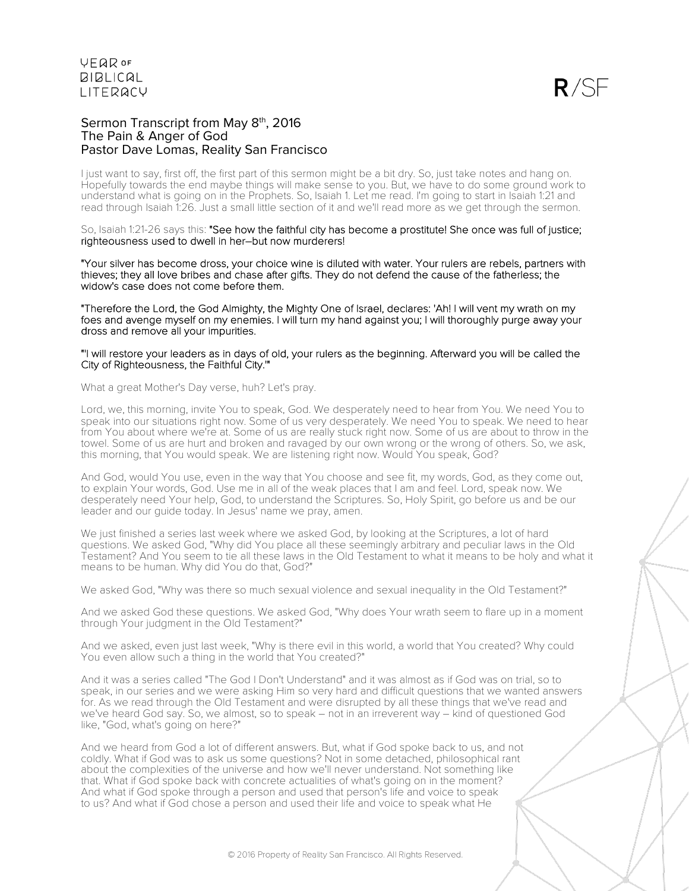Sermon Transcript from May 8th, 2016
The Pain & Anger of God
Pastor Dave Lomas, Reality San Francisco

I just want to say, first off, the first part of this sermon might be a bit dry. So, just take notes and hang on. Hopefully towards the end maybe things will make sense to you. But, we have to do some ground work to understand what is going on in the Prophets. So, Isaiah 1. Let me read. I'm going to start in Isaiah 1:21 and read through Isaiah 1:26. Just a small little section of it and we'll read more as we get through the sermon.

So, Isaiah 1:21-26 says this: **"See how the faithful city has become a prostitute! She once was full of justice; righteousness used to dwell in her–but now murderers!**

**"Your silver has become dross, your choice wine is diluted with water. Your rulers are rebels, partners with thieves; they all love bribes and chase after gifts. They do not defend the cause of the fatherless; the widow's case does not come before them.**

**"Therefore the Lord, the God Almighty, the Mighty One of Israel, declares: 'Ah! I will vent my wrath on my foes and avenge myself on my enemies. I will turn my hand against you; I will thoroughly purge away your dross and remove all your impurities.**

**"'I will restore your leaders as in days of old, your rulers as the beginning. Afterward you will be called the City of Righteousness, the Faithful City.'"**

What a great Mother's Day verse, huh? Let's pray.

Lord, we, this morning, invite You to speak, God. We desperately need to hear from You. We need You to speak into our situations right now. Some of us very desperately. We need You to speak. We need to hear from You about where we're at. Some of us are really stuck right now. Some of us are about to throw in the towel. Some of us are hurt and broken and ravaged by our own wrong or the wrong of others. So, we ask, this morning, that You would speak. We are listening right now. Would You speak, God?

And God, would You use, even in the way that You choose and see fit, my words, God, as they come out, to explain Your words, God. Use me in all of the weak places that I am and feel. Lord, speak now. We desperately need Your help, God, to understand the Scriptures. So, Holy Spirit, go before us and be our leader and our guide today. In Jesus' name we pray, amen.

We just finished a series last week where we asked God, by looking at the Scriptures, a lot of hard questions. We asked God, "Why did You place all these seemingly arbitrary and peculiar laws in the Old Testament? And You seem to tie all these laws in the Old Testament to what it means to be holy and what it means to be human. Why did You do that, God?"

We asked God, "Why was there so much sexual violence and sexual inequality in the Old Testament?"

And we asked God these questions. We asked God, "Why does Your wrath seem to flare up in a moment through Your judgment in the Old Testament?"

And we asked, even just last week, "Why is there evil in this world, a world that You created? Why could You even allow such a thing in the world that You created?"

And it was a series called "The God I Don't Understand" and it was almost as if God was on trial, so to speak, in our series and we were asking Him so very hard and difficult questions that we wanted answers for. As we read through the Old Testament and were disrupted by all these things that we've read and we've heard God say. So, we almost, so to speak – not in an irreverent way – kind of questioned God like, "God, what's going on here?"

And we heard from God a lot of different answers. But, what if God spoke back to us, and not coldly. What if God was to ask us some questions? Not in some detached, philosophical rant about the complexities of the universe and how we'll never understand. Not something like that. What if God spoke back with concrete actualities of what's going on in the moment? And what if God spoke through a person and used that person's life and voice to speak to us? And what if God chose a person and used their life and voice to speak what He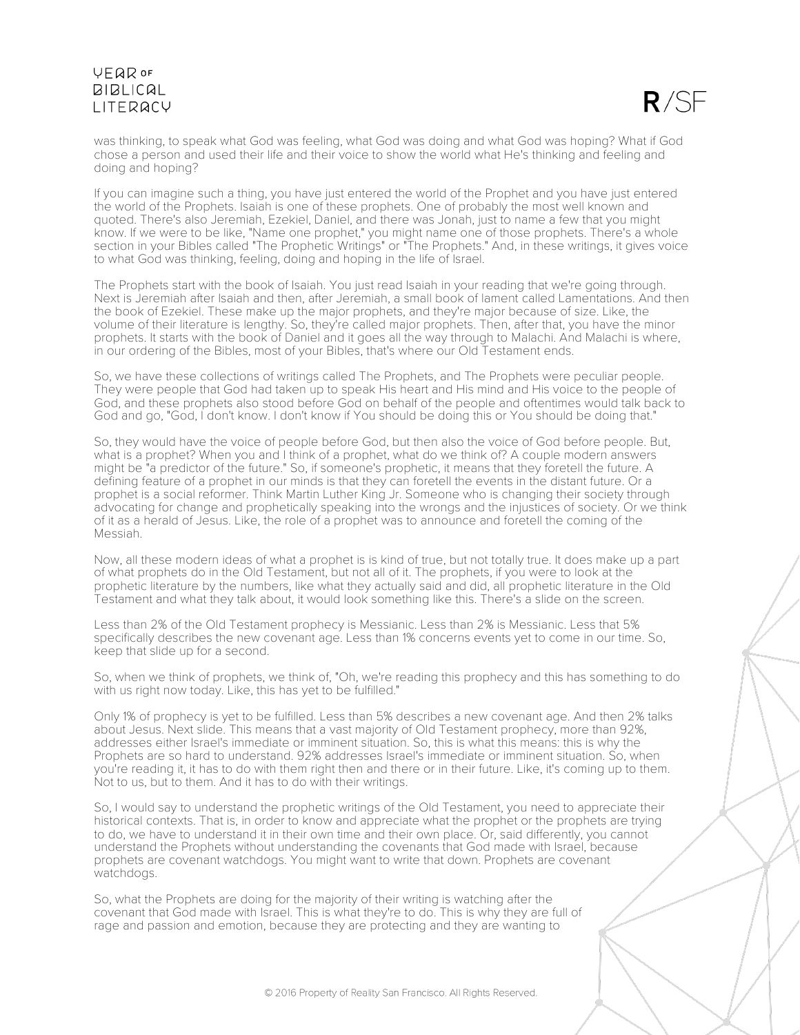was thinking, to speak what God was feeling, what God was doing and what God was hoping? What if God chose a person and used their life and their voice to show the world what He's thinking and feeling and doing and hoping?

If you can imagine such a thing, you have just entered the world of the Prophet and you have just entered the world of the Prophets. Isaiah is one of these prophets. One of probably the most well known and quoted. There's also Jeremiah, Ezekiel, Daniel, and there was Jonah, just to name a few that you might know. If we were to be like, "Name one prophet," you might name one of those prophets. There's a whole section in your Bibles called "The Prophetic Writings" or "The Prophets." And, in these writings, it gives voice to what God was thinking, feeling, doing and hoping in the life of Israel.

The Prophets start with the book of Isaiah. You just read Isaiah in your reading that we're going through. Next is Jeremiah after Isaiah and then, after Jeremiah, a small book of lament called Lamentations. And then the book of Ezekiel. These make up the major prophets, and they're major because of size. Like, the volume of their literature is lengthy. So, they're called major prophets. Then, after that, you have the minor prophets. It starts with the book of Daniel and it goes all the way through to Malachi. And Malachi is where, in our ordering of the Bibles, most of your Bibles, that's where our Old Testament ends.

So, we have these collections of writings called The Prophets, and The Prophets were peculiar people. They were people that God had taken up to speak His heart and His mind and His voice to the people of God, and these prophets also stood before God on behalf of the people and oftentimes would talk back to God and go, "God, I don't know. I don't know if You should be doing this or You should be doing that."

So, they would have the voice of people before God, but then also the voice of God before people. But, what is a prophet? When you and I think of a prophet, what do we think of? A couple modern answers might be "a predictor of the future." So, if someone's prophetic, it means that they foretell the future. A defining feature of a prophet in our minds is that they can foretell the events in the distant future. Or a prophet is a social reformer. Think Martin Luther King Jr. Someone who is changing their society through advocating for change and prophetically speaking into the wrongs and the injustices of society. Or we think of it as a herald of Jesus. Like, the role of a prophet was to announce and foretell the coming of the Messiah.

Now, all these modern ideas of what a prophet is is kind of true, but not totally true. It does make up a part of what prophets do in the Old Testament, but not all of it. The prophets, if you were to look at the prophetic literature by the numbers, like what they actually said and did, all prophetic literature in the Old Testament and what they talk about, it would look something like this. There's a slide on the screen.

Less than 2% of the Old Testament prophecy is Messianic. Less than 2% is Messianic. Less that 5% specifically describes the new covenant age. Less than 1% concerns events yet to come in our time. So, keep that slide up for a second.

So, when we think of prophets, we think of, "Oh, we're reading this prophecy and this has something to do with us right now today. Like, this has yet to be fulfilled."

Only 1% of prophecy is yet to be fulfilled. Less than 5% describes a new covenant age. And then 2% talks about Jesus. Next slide. This means that a vast majority of Old Testament prophecy, more than 92%, addresses either Israel's immediate or imminent situation. So, this is what this means: this is why the Prophets are so hard to understand. 92% addresses Israel's immediate or imminent situation. So, when you're reading it, it has to do with them right then and there or in their future. Like, it's coming up to them. Not to us, but to them. And it has to do with their writings.

So, I would say to understand the prophetic writings of the Old Testament, you need to appreciate their historical contexts. That is, in order to know and appreciate what the prophet or the prophets are trying to do, we have to understand it in their own time and their own place. Or, said differently, you cannot understand the Prophets without understanding the covenants that God made with Israel, because prophets are covenant watchdogs. You might want to write that down. Prophets are covenant watchdogs.

So, what the Prophets are doing for the majority of their writing is watching after the covenant that God made with Israel. This is what they're to do. This is why they are full of rage and passion and emotion, because they are protecting and they are wanting to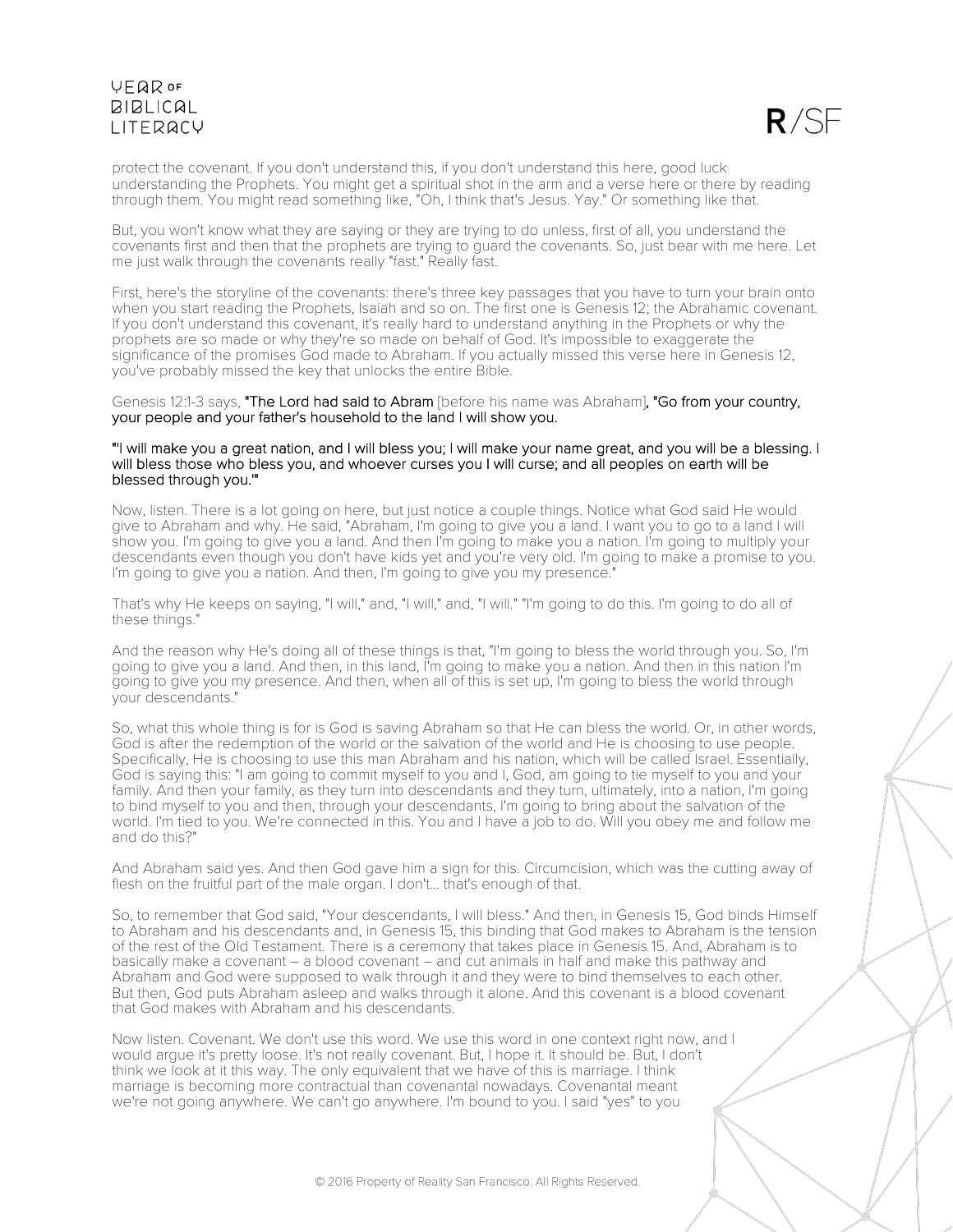protect the covenant. If you don't understand this, if you don't understand this here, good luck understanding the Prophets. You might get a spiritual shot in the arm and a verse here or there by reading through them. You might read something like, "Oh, I think that's Jesus. Yay." Or something like that.

But, you won't know what they are saying or they are trying to do unless, first of all, you understand the covenants first and then that the prophets are trying to guard the covenants. So, just bear with me here. Let me just walk through the covenants really "fast." Really fast.

First, here's the storyline of the covenants: there's three key passages that you have to turn your brain onto when you start reading the Prophets, Isaiah and so on. The first one is Genesis 12; the Abrahamic covenant. If you don't understand this covenant, it's really hard to understand anything in the Prophets or why the prophets are so made or why they're so made on behalf of God. It's impossible to exaggerate the significance of the promises God made to Abraham. If you actually missed this verse here in Genesis 12, you've probably missed the key that unlocks the entire Bible.

Genesis 12:1-3 says, **"The Lord had said to Abram** [before his name was Abraham]**, "Go from your country, your people and your father's household to the land I will show you.**

**"'I will make you a great nation, and I will bless you; I will make your name great, and you will be a blessing. I will bless those who bless you, and whoever curses you I will curse; and all peoples on earth will be blessed through you.'"**

Now, listen. There is a lot going on here, but just notice a couple things. Notice what God said He would give to Abraham and why. He said, "Abraham, I'm going to give you a land. I want you to go to a land I will show you. I'm going to give you a land. And then I'm going to make you a nation. I'm going to multiply your descendants even though you don't have kids yet and you're very old. I'm going to make a promise to you. I'm going to give you a nation. And then, I'm going to give you my presence."

That's why He keeps on saying, "I will," and, "I will," and, "I will." "I'm going to do this. I'm going to do all of these things."

And the reason why He's doing all of these things is that, "I'm going to bless the world through you. So, I'm going to give you a land. And then, in this land, I'm going to make you a nation. And then in this nation I'm going to give you my presence. And then, when all of this is set up, I'm going to bless the world through your descendants."

So, what this whole thing is for is God is saving Abraham so that He can bless the world. Or, in other words, God is after the redemption of the world or the salvation of the world and He is choosing to use people. Specifically, He is choosing to use this man Abraham and his nation, which will be called Israel. Essentially, God is saying this: "I am going to commit myself to you and I, God, am going to tie myself to you and your family. And then your family, as they turn into descendants and they turn, ultimately, into a nation, I'm going to bind myself to you and then, through your descendants, I'm going to bring about the salvation of the world. I'm tied to you. We're connected in this. You and I have a job to do. Will you obey me and follow me and do this?"

And Abraham said yes. And then God gave him a sign for this. Circumcision, which was the cutting away of flesh on the fruitful part of the male organ. I don't... that's enough of that.

So, to remember that God said, "Your descendants, I will bless." And then, in Genesis 15, God binds Himself to Abraham and his descendants and, in Genesis 15, this binding that God makes to Abraham is the tension of the rest of the Old Testament. There is a ceremony that takes place in Genesis 15. And, Abraham is to basically make a covenant – a blood covenant – and cut animals in half and make this pathway and Abraham and God were supposed to walk through it and they were to bind themselves to each other. But then, God puts Abraham asleep and walks through it alone. And this covenant is a blood covenant that God makes with Abraham and his descendants.

Now listen. Covenant. We don't use this word. We use this word in one context right now, and I would argue it's pretty loose. It's not really covenant. But, I hope it. It should be. But, I don't think we look at it this way. The only equivalent that we have of this is marriage. I think marriage is becoming more contractual than covenantal nowadays. Covenantal meant we're not going anywhere. We can't go anywhere. I'm bound to you. I said "yes" to you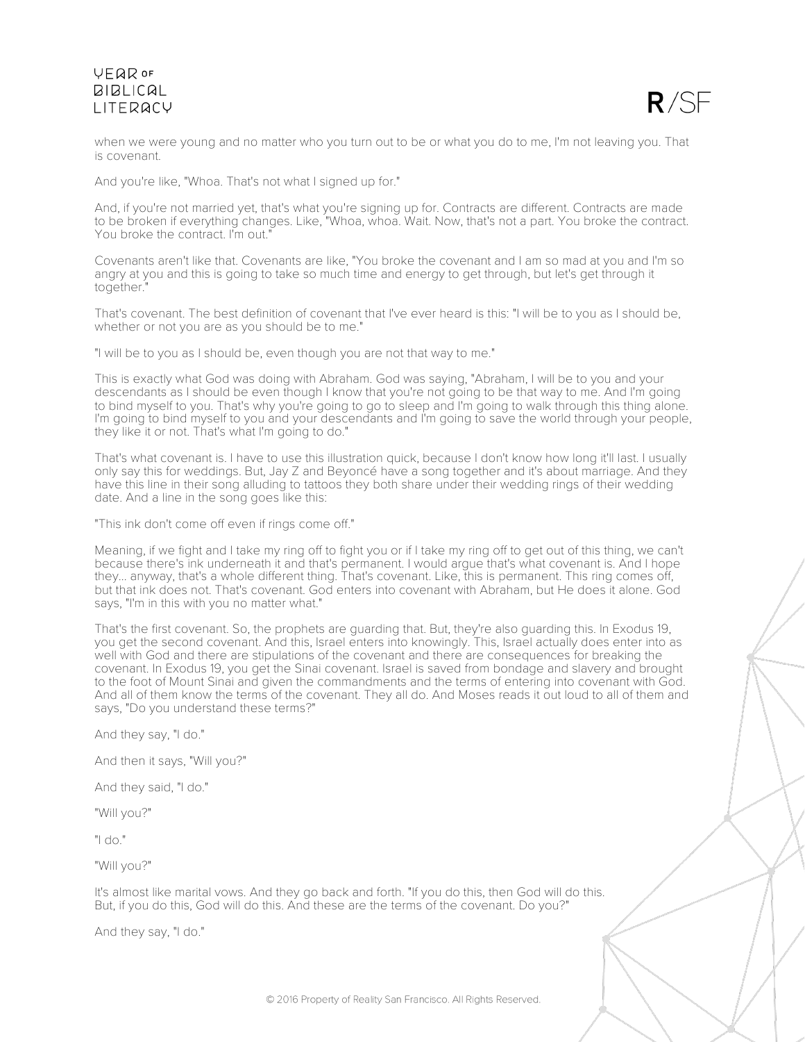when we were young and no matter who you turn out to be or what you do to me, I'm not leaving you. That is covenant.

And you're like, "Whoa. That's not what I signed up for."

And, if you're not married yet, that's what you're signing up for. Contracts are different. Contracts are made to be broken if everything changes. Like, "Whoa, whoa. Wait. Now, that's not a part. You broke the contract. You broke the contract. I'm out."

Covenants aren't like that. Covenants are like, "You broke the covenant and I am so mad at you and I'm so angry at you and this is going to take so much time and energy to get through, but let's get through it together."

That's covenant. The best definition of covenant that I've ever heard is this: "I will be to you as I should be, whether or not you are as you should be to me."

"I will be to you as I should be, even though you are not that way to me."

This is exactly what God was doing with Abraham. God was saying, "Abraham, I will be to you and your descendants as I should be even though I know that you're not going to be that way to me. And I'm going to bind myself to you. That's why you're going to go to sleep and I'm going to walk through this thing alone. I'm going to bind myself to you and your descendants and I'm going to save the world through your people, they like it or not. That's what I'm going to do."

That's what covenant is. I have to use this illustration quick, because I don't know how long it'll last. I usually only say this for weddings. But, Jay Z and Beyoncé have a song together and it's about marriage. And they have this line in their song alluding to tattoos they both share under their wedding rings of their wedding date. And a line in the song goes like this:

"This ink don't come off even if rings come off."

Meaning, if we fight and I take my ring off to fight you or if I take my ring off to get out of this thing, we can't because there's ink underneath it and that's permanent. I would argue that's what covenant is. And I hope they... anyway, that's a whole different thing. That's covenant. Like, this is permanent. This ring comes off, but that ink does not. That's covenant. God enters into covenant with Abraham, but He does it alone. God says, "I'm in this with you no matter what."

That's the first covenant. So, the prophets are guarding that. But, they're also guarding this. In Exodus 19, you get the second covenant. And this, Israel enters into knowingly. This, Israel actually does enter into as well with God and there are stipulations of the covenant and there are consequences for breaking the covenant. In Exodus 19, you get the Sinai covenant. Israel is saved from bondage and slavery and brought to the foot of Mount Sinai and given the commandments and the terms of entering into covenant with God. And all of them know the terms of the covenant. They all do. And Moses reads it out loud to all of them and says, "Do you understand these terms?"

And they say, "I do."

And then it says, "Will you?"

And they said, "I do."

"Will you?"

"I do."

"Will you?"

It's almost like marital vows. And they go back and forth. "If you do this, then God will do this. But, if you do this, God will do this. And these are the terms of the covenant. Do you?"

And they say, "I do."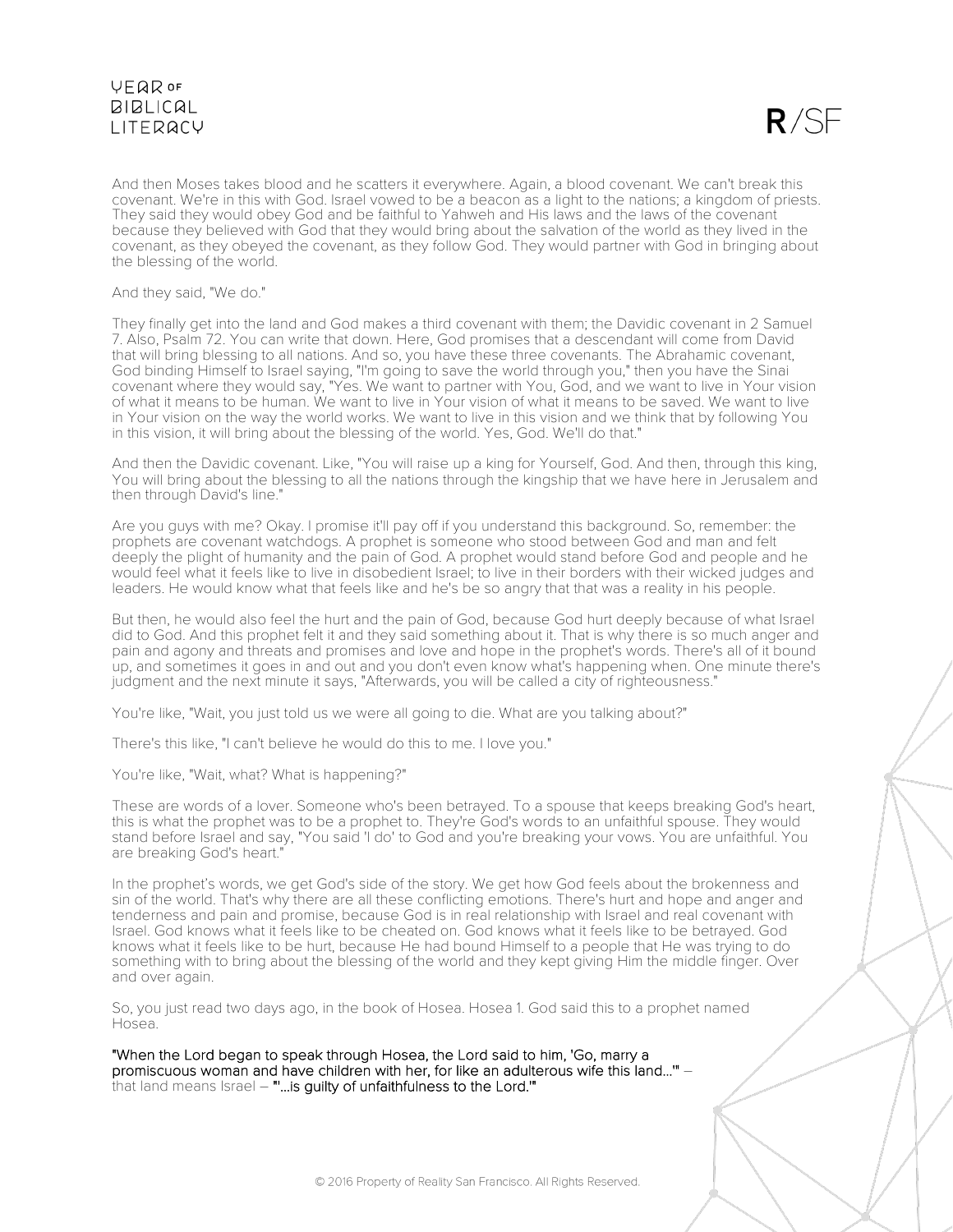And then Moses takes blood and he scatters it everywhere. Again, a blood covenant. We can't break this covenant. We're in this with God. Israel vowed to be a beacon as a light to the nations; a kingdom of priests. They said they would obey God and be faithful to Yahweh and His laws and the laws of the covenant because they believed with God that they would bring about the salvation of the world as they lived in the covenant, as they obeyed the covenant, as they follow God. They would partner with God in bringing about the blessing of the world.

And they said, "We do."

They finally get into the land and God makes a third covenant with them; the Davidic covenant in 2 Samuel 7. Also, Psalm 72. You can write that down. Here, God promises that a descendant will come from David that will bring blessing to all nations. And so, you have these three covenants. The Abrahamic covenant, God binding Himself to Israel saying, "I'm going to save the world through you," then you have the Sinai covenant where they would say, "Yes. We want to partner with You, God, and we want to live in Your vision of what it means to be human. We want to live in Your vision of what it means to be saved. We want to live in Your vision on the way the world works. We want to live in this vision and we think that by following You in this vision, it will bring about the blessing of the world. Yes, God. We'll do that."

And then the Davidic covenant. Like, "You will raise up a king for Yourself, God. And then, through this king, You will bring about the blessing to all the nations through the kingship that we have here in Jerusalem and then through David's line."

Are you guys with me? Okay. I promise it'll pay off if you understand this background. So, remember: the prophets are covenant watchdogs. A prophet is someone who stood between God and man and felt deeply the plight of humanity and the pain of God. A prophet would stand before God and people and he would feel what it feels like to live in disobedient Israel; to live in their borders with their wicked judges and leaders. He would know what that feels like and he's be so angry that that was a reality in his people.

But then, he would also feel the hurt and the pain of God, because God hurt deeply because of what Israel did to God. And this prophet felt it and they said something about it. That is why there is so much anger and pain and agony and threats and promises and love and hope in the prophet's words. There's all of it bound up, and sometimes it goes in and out and you don't even know what's happening when. One minute there's judgment and the next minute it says, "Afterwards, you will be called a city of righteousness."

You're like, "Wait, you just told us we were all going to die. What are you talking about?"

There's this like, "I can't believe he would do this to me. I love you."

You're like, "Wait, what? What is happening?"

These are words of a lover. Someone who's been betrayed. To a spouse that keeps breaking God's heart, this is what the prophet was to be a prophet to. They're God's words to an unfaithful spouse. They would stand before Israel and say, "You said 'I do' to God and you're breaking your vows. You are unfaithful. You are breaking God's heart."

In the prophet's words, we get God's side of the story. We get how God feels about the brokenness and sin of the world. That's why there are all these conflicting emotions. There's hurt and hope and anger and tenderness and pain and promise, because God is in real relationship with Israel and real covenant with Israel. God knows what it feels like to be cheated on. God knows what it feels like to be betrayed. God knows what it feels like to be hurt, because He had bound Himself to a people that He was trying to do something with to bring about the blessing of the world and they kept giving Him the middle finger. Over and over again.

So, you just read two days ago, in the book of Hosea. Hosea 1. God said this to a prophet named Hosea.

"When the Lord began to speak through Hosea, the Lord said to him, 'Go, marry a promiscuous woman and have children with her, for like an adulterous wife this land...'" – that land means Israel – "'...is guilty of unfaithfulness to the Lord.'"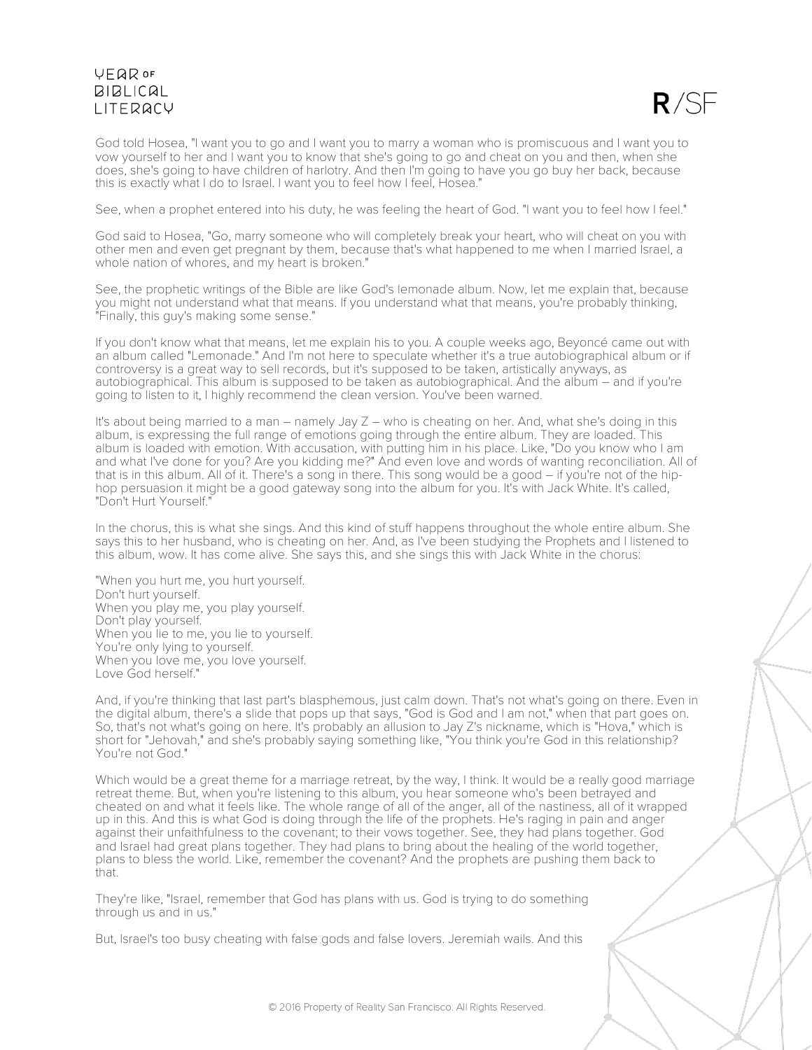God told Hosea, "I want you to go and I want you to marry a woman who is promiscuous and I want you to vow yourself to her and I want you to know that she's going to go and cheat on you and then, when she does, she's going to have children of harlotry. And then I'm going to have you go buy her back, because this is exactly what I do to Israel. I want you to feel how I feel, Hosea."

See, when a prophet entered into his duty, he was feeling the heart of God. "I want you to feel how I feel."

God said to Hosea, "Go, marry someone who will completely break your heart, who will cheat on you with other men and even get pregnant by them, because that's what happened to me when I married Israel, a whole nation of whores, and my heart is broken."

See, the prophetic writings of the Bible are like God's lemonade album. Now, let me explain that, because you might not understand what that means. If you understand what that means, you're probably thinking, "Finally, this guy's making some sense."

If you don't know what that means, let me explain his to you. A couple weeks ago, Beyoncé came out with an album called "Lemonade." And I'm not here to speculate whether it's a true autobiographical album or if controversy is a great way to sell records, but it's supposed to be taken, artistically anyways, as autobiographical. This album is supposed to be taken as autobiographical. And the album – and if you're going to listen to it, I highly recommend the clean version. You've been warned.

It's about being married to a man – namely Jay Z – who is cheating on her. And, what she's doing in this album, is expressing the full range of emotions going through the entire album. They are loaded. This album is loaded with emotion. With accusation, with putting him in his place. Like, "Do you know who I am and what I've done for you? Are you kidding me?" And even love and words of wanting reconciliation. All of that is in this album. All of it. There's a song in there. This song would be a good – if you're not of the hip-hop persuasion it might be a good gateway song into the album for you. It's with Jack White. It's called, "Don't Hurt Yourself."

In the chorus, this is what she sings. And this kind of stuff happens throughout the whole entire album. She says this to her husband, who is cheating on her. And, as I've been studying the Prophets and I listened to this album, wow. It has come alive. She says this, and she sings this with Jack White in the chorus:

"When you hurt me, you hurt yourself.
Don't hurt yourself.
When you play me, you play yourself.
Don't play yourself.
When you lie to me, you lie to yourself.
You're only lying to yourself.
When you love me, you love yourself.
Love God herself."

And, if you're thinking that last part's blasphemous, just calm down. That's not what's going on there. Even in the digital album, there's a slide that pops up that says, "God is God and I am not," when that part goes on. So, that's not what's going on here. It's probably an allusion to Jay Z's nickname, which is "Hova," which is short for "Jehovah," and she's probably saying something like, "You think you're God in this relationship? You're not God."

Which would be a great theme for a marriage retreat, by the way, I think. It would be a really good marriage retreat theme. But, when you're listening to this album, you hear someone who's been betrayed and cheated on and what it feels like. The whole range of all of the anger, all of the nastiness, all of it wrapped up in this. And this is what God is doing through the life of the prophets. He's raging in pain and anger against their unfaithfulness to the covenant; to their vows together. See, they had plans together. God and Israel had great plans together. They had plans to bring about the healing of the world together, plans to bless the world. Like, remember the covenant? And the prophets are pushing them back to that.

They're like, "Israel, remember that God has plans with us. God is trying to do something through us and in us."

But, Israel's too busy cheating with false gods and false lovers. Jeremiah wails. And this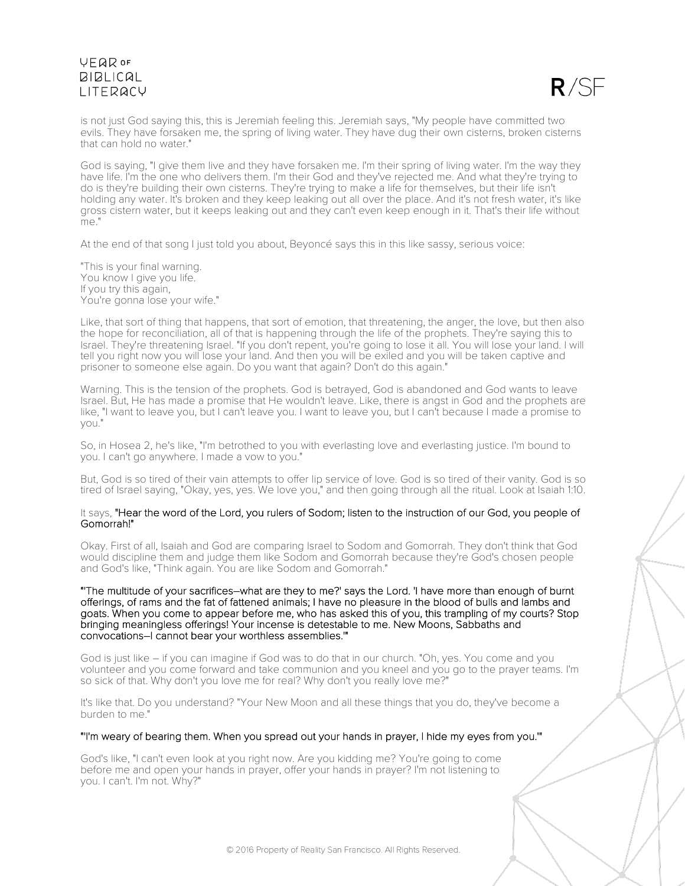is not just God saying this, this is Jeremiah feeling this. Jeremiah says, "My people have committed two evils. They have forsaken me, the spring of living water. They have dug their own cisterns, broken cisterns that can hold no water."

God is saying, "I give them live and they have forsaken me. I'm their spring of living water. I'm the way they have life. I'm the one who delivers them. I'm their God and they've rejected me. And what they're trying to do is they're building their own cisterns. They're trying to make a life for themselves, but their life isn't holding any water. It's broken and they keep leaking out all over the place. And it's not fresh water, it's like gross cistern water, but it keeps leaking out and they can't even keep enough in it. That's their life without me."

At the end of that song I just told you about, Beyoncé says this in this like sassy, serious voice:

"This is your final warning.
You know I give you life.
If you try this again,
You're gonna lose your wife."

Like, that sort of thing that happens, that sort of emotion, that threatening, the anger, the love, but then also the hope for reconciliation, all of that is happening through the life of the prophets. They're saying this to Israel. They're threatening Israel. "If you don't repent, you're going to lose it all. You will lose your land. I will tell you right now you will lose your land. And then you will be exiled and you will be taken captive and prisoner to someone else again. Do you want that again? Don't do this again."

Warning. This is the tension of the prophets. God is betrayed, God is abandoned and God wants to leave Israel. But, He has made a promise that He wouldn't leave. Like, there is angst in God and the prophets are like, "I want to leave you, but I can't leave you. I want to leave you, but I can't because I made a promise to you."

So, in Hosea 2, he's like, "I'm betrothed to you with everlasting love and everlasting justice. I'm bound to you. I can't go anywhere. I made a vow to you."

But, God is so tired of their vain attempts to offer lip service of love. God is so tired of their vanity. God is so tired of Israel saying, "Okay, yes, yes. We love you," and then going through all the ritual. Look at Isaiah 1:10.

It says, "Hear the word of the Lord, you rulers of Sodom; listen to the instruction of our God, you people of Gomorrah!"

Okay. First of all, Isaiah and God are comparing Israel to Sodom and Gomorrah. They don't think that God would discipline them and judge them like Sodom and Gomorrah because they're God's chosen people and God's like, "Think again. You are like Sodom and Gomorrah."

"'The multitude of your sacrifices–what are they to me?' says the Lord. 'I have more than enough of burnt offerings, of rams and the fat of fattened animals; I have no pleasure in the blood of bulls and lambs and goats. When you come to appear before me, who has asked this of you, this trampling of my courts? Stop bringing meaningless offerings! Your incense is detestable to me. New Moons, Sabbaths and convocations–I cannot bear your worthless assemblies.'"

God is just like – if you can imagine if God was to do that in our church. "Oh, yes. You come and you volunteer and you come forward and take communion and you kneel and you go to the prayer teams. I'm so sick of that. Why don't you love me for real? Why don't you really love me?"

It's like that. Do you understand? "Your New Moon and all these things that you do, they've become a burden to me."

"'I'm weary of bearing them. When you spread out your hands in prayer, I hide my eyes from you.'"

God's like, "I can't even look at you right now. Are you kidding me? You're going to come before me and open your hands in prayer, offer your hands in prayer? I'm not listening to you. I can't. I'm not. Why?"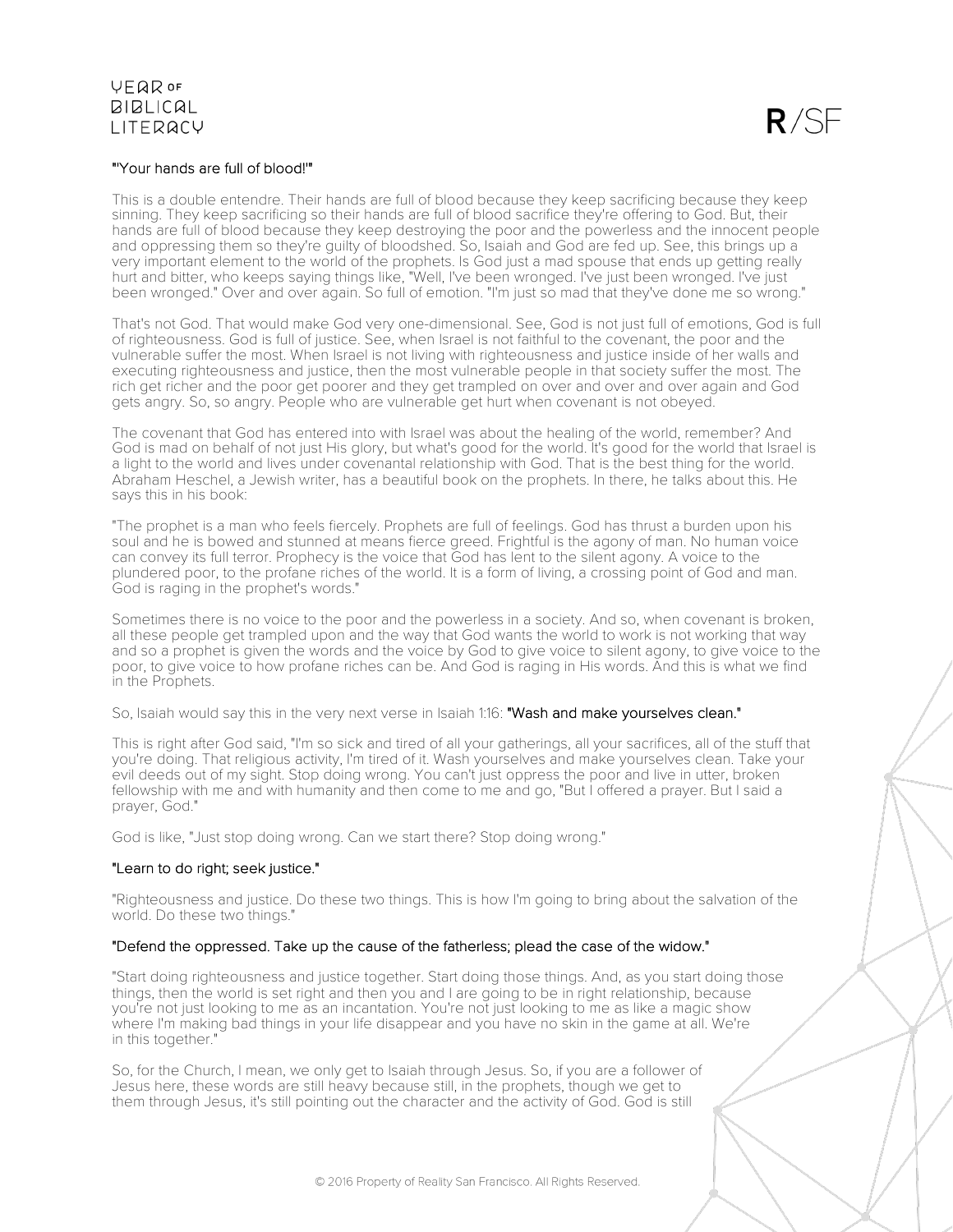**"'Your hands are full of blood!'"**

This is a double entendre. Their hands are full of blood because they keep sacrificing because they keep sinning. They keep sacrificing so their hands are full of blood sacrifice they're offering to God. But, their hands are full of blood because they keep destroying the poor and the powerless and the innocent people and oppressing them so they're guilty of bloodshed. So, Isaiah and God are fed up. See, this brings up a very important element to the world of the prophets. Is God just a mad spouse that ends up getting really hurt and bitter, who keeps saying things like, "Well, I've been wronged. I've just been wronged. I've just been wronged." Over and over again. So full of emotion. "I'm just so mad that they've done me so wrong."

That's not God. That would make God very one-dimensional. See, God is not just full of emotions, God is full of righteousness. God is full of justice. See, when Israel is not faithful to the covenant, the poor and the vulnerable suffer the most. When Israel is not living with righteousness and justice inside of her walls and executing righteousness and justice, then the most vulnerable people in that society suffer the most. The rich get richer and the poor get poorer and they get trampled on over and over and over again and God gets angry. So, so angry. People who are vulnerable get hurt when covenant is not obeyed.

The covenant that God has entered into with Israel was about the healing of the world, remember? And God is mad on behalf of not just His glory, but what's good for the world. It's good for the world that Israel is a light to the world and lives under covenantal relationship with God. That is the best thing for the world. Abraham Heschel, a Jewish writer, has a beautiful book on the prophets. In there, he talks about this. He says this in his book:

"The prophet is a man who feels fiercely. Prophets are full of feelings. God has thrust a burden upon his soul and he is bowed and stunned at means fierce greed. Frightful is the agony of man. No human voice can convey its full terror. Prophecy is the voice that God has lent to the silent agony. A voice to the plundered poor, to the profane riches of the world. It is a form of living, a crossing point of God and man. God is raging in the prophet's words."

Sometimes there is no voice to the poor and the powerless in a society. And so, when covenant is broken, all these people get trampled upon and the way that God wants the world to work is not working that way and so a prophet is given the words and the voice by God to give voice to silent agony, to give voice to the poor, to give voice to how profane riches can be. And God is raging in His words. And this is what we find in the Prophets.

So, Isaiah would say this in the very next verse in Isaiah 1:16: **"Wash and make yourselves clean."**

This is right after God said, "I'm so sick and tired of all your gatherings, all your sacrifices, all of the stuff that you're doing. That religious activity, I'm tired of it. Wash yourselves and make yourselves clean. Take your evil deeds out of my sight. Stop doing wrong. You can't just oppress the poor and live in utter, broken fellowship with me and with humanity and then come to me and go, "But I offered a prayer. But I said a prayer, God."

God is like, "Just stop doing wrong. Can we start there? Stop doing wrong."

**"Learn to do right; seek justice."**

"Righteousness and justice. Do these two things. This is how I'm going to bring about the salvation of the world. Do these two things."

**"Defend the oppressed. Take up the cause of the fatherless; plead the case of the widow."**

"Start doing righteousness and justice together. Start doing those things. And, as you start doing those things, then the world is set right and then you and I are going to be in right relationship, because you're not just looking to me as an incantation. You're not just looking to me as like a magic show where I'm making bad things in your life disappear and you have no skin in the game at all. We're in this together."

So, for the Church, I mean, we only get to Isaiah through Jesus. So, if you are a follower of Jesus here, these words are still heavy because still, in the prophets, though we get to them through Jesus, it's still pointing out the character and the activity of God. God is still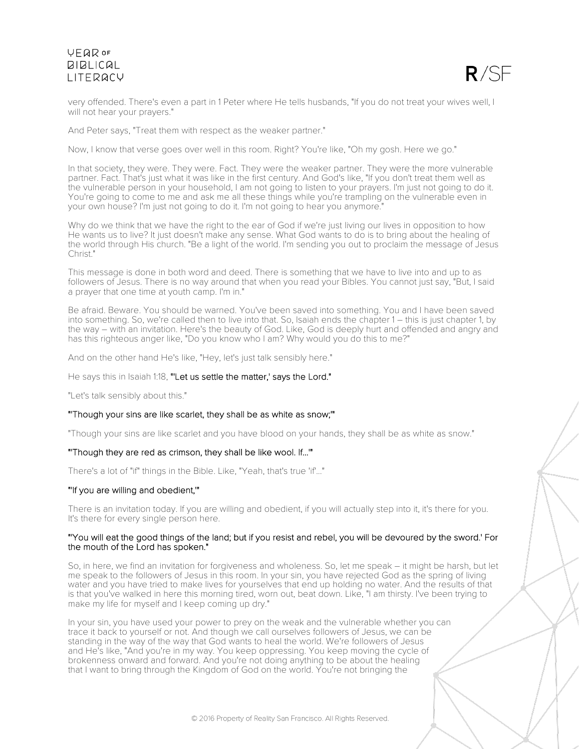very offended. There's even a part in 1 Peter where He tells husbands, "If you do not treat your wives well, I will not hear your prayers."

And Peter says, "Treat them with respect as the weaker partner."

Now, I know that verse goes over well in this room. Right? You're like, "Oh my gosh. Here we go."

In that society, they were. They were. Fact. They were the weaker partner. They were the more vulnerable partner. Fact. That's just what it was like in the first century. And God's like, "If you don't treat them well as the vulnerable person in your household, I am not going to listen to your prayers. I'm just not going to do it. You're going to come to me and ask me all these things while you're trampling on the vulnerable even in your own house? I'm just not going to do it. I'm not going to hear you anymore."

Why do we think that we have the right to the ear of God if we're just living our lives in opposition to how He wants us to live? It just doesn't make any sense. What God wants to do is to bring about the healing of the world through His church. "Be a light of the world. I'm sending you out to proclaim the message of Jesus Christ."

This message is done in both word and deed. There is something that we have to live into and up to as followers of Jesus. There is no way around that when you read your Bibles. You cannot just say, "But, I said a prayer that one time at youth camp. I'm in."

Be afraid. Beware. You should be warned. You've been saved into something. You and I have been saved into something. So, we're called then to live into that. So, Isaiah ends the chapter 1 – this is just chapter 1, by the way – with an invitation. Here's the beauty of God. Like, God is deeply hurt and offended and angry and has this righteous anger like, "Do you know who I am? Why would you do this to me?"

And on the other hand He's like, "Hey, let's just talk sensibly here."

He says this in Isaiah 1:18, **"'Let us settle the matter,' says the Lord."**

"Let's talk sensibly about this."

**"'Though your sins are like scarlet, they shall be as white as snow;'"**

"Though your sins are like scarlet and you have blood on your hands, they shall be as white as snow."

**"'Though they are red as crimson, they shall be like wool. If…'"**

There's a lot of "if" things in the Bible. Like, "Yeah, that's true 'if'…"

**"'If you are willing and obedient,'"**

There is an invitation today. If you are willing and obedient, if you will actually step into it, it's there for you. It's there for every single person here.

**"'You will eat the good things of the land; but if you resist and rebel, you will be devoured by the sword.' For the mouth of the Lord has spoken."**

So, in here, we find an invitation for forgiveness and wholeness. So, let me speak – it might be harsh, but let me speak to the followers of Jesus in this room. In your sin, you have rejected God as the spring of living water and you have tried to make lives for yourselves that end up holding no water. And the results of that is that you've walked in here this morning tired, worn out, beat down. Like, "I am thirsty. I've been trying to make my life for myself and I keep coming up dry."

In your sin, you have used your power to prey on the weak and the vulnerable whether you can trace it back to yourself or not. And though we call ourselves followers of Jesus, we can be standing in the way of the way that God wants to heal the world. We're followers of Jesus and He's like, "And you're in my way. You keep oppressing. You keep moving the cycle of brokenness onward and forward. And you're not doing anything to be about the healing that I want to bring through the Kingdom of God on the world. You're not bringing the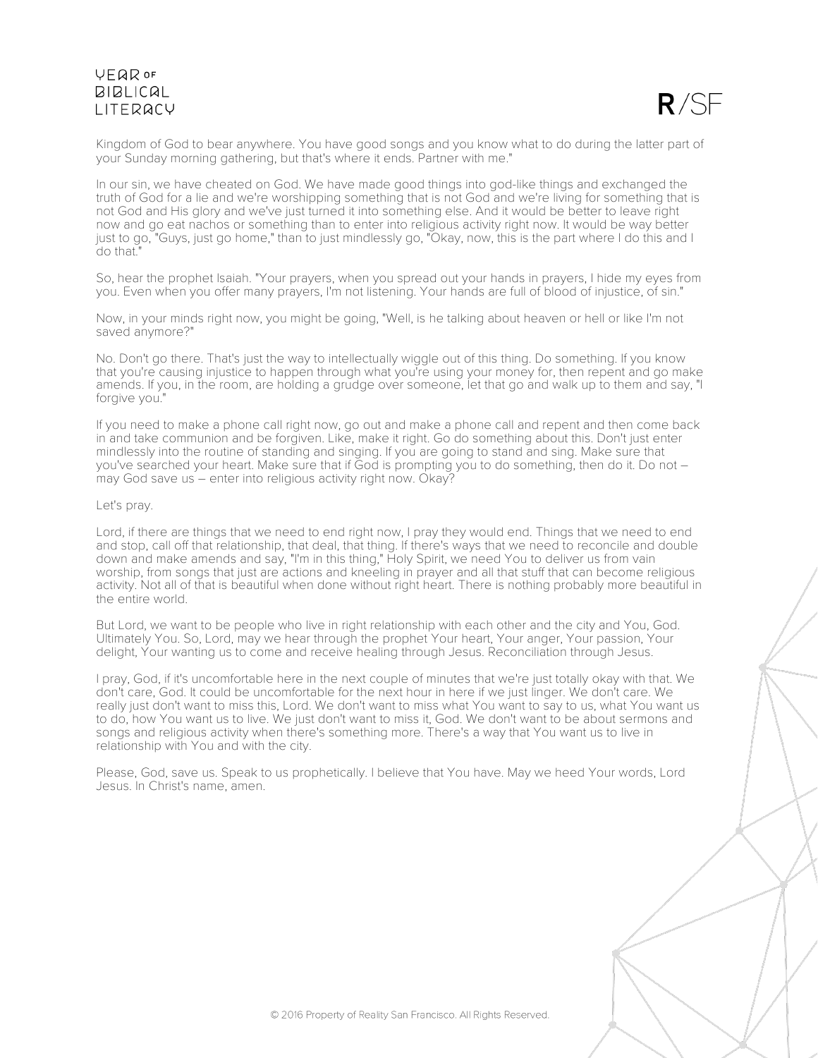Kingdom of God to bear anywhere. You have good songs and you know what to do during the latter part of your Sunday morning gathering, but that's where it ends. Partner with me."

In our sin, we have cheated on God. We have made good things into god-like things and exchanged the truth of God for a lie and we're worshipping something that is not God and we're living for something that is not God and His glory and we've just turned it into something else. And it would be better to leave right now and go eat nachos or something than to enter into religious activity right now. It would be way better just to go, "Guys, just go home," than to just mindlessly go, "Okay, now, this is the part where I do this and I do that."

So, hear the prophet Isaiah. "Your prayers, when you spread out your hands in prayers, I hide my eyes from you. Even when you offer many prayers, I'm not listening. Your hands are full of blood of injustice, of sin."

Now, in your minds right now, you might be going, "Well, is he talking about heaven or hell or like I'm not saved anymore?"

No. Don't go there. That's just the way to intellectually wiggle out of this thing. Do something. If you know that you're causing injustice to happen through what you're using your money for, then repent and go make amends. If you, in the room, are holding a grudge over someone, let that go and walk up to them and say, "I forgive you."

If you need to make a phone call right now, go out and make a phone call and repent and then come back in and take communion and be forgiven. Like, make it right. Go do something about this. Don't just enter mindlessly into the routine of standing and singing. If you are going to stand and sing. Make sure that you've searched your heart. Make sure that if God is prompting you to do something, then do it. Do not – may God save us – enter into religious activity right now. Okay?

Let's pray.

Lord, if there are things that we need to end right now, I pray they would end. Things that we need to end and stop, call off that relationship, that deal, that thing. If there's ways that we need to reconcile and double down and make amends and say, "I'm in this thing," Holy Spirit, we need You to deliver us from vain worship, from songs that just are actions and kneeling in prayer and all that stuff that can become religious activity. Not all of that is beautiful when done without right heart. There is nothing probably more beautiful in the entire world.

But Lord, we want to be people who live in right relationship with each other and the city and You, God. Ultimately You. So, Lord, may we hear through the prophet Your heart, Your anger, Your passion, Your delight, Your wanting us to come and receive healing through Jesus. Reconciliation through Jesus.

I pray, God, if it's uncomfortable here in the next couple of minutes that we're just totally okay with that. We don't care, God. It could be uncomfortable for the next hour in here if we just linger. We don't care. We really just don't want to miss this, Lord. We don't want to miss what You want to say to us, what You want us to do, how You want us to live. We just don't want to miss it, God. We don't want to be about sermons and songs and religious activity when there's something more. There's a way that You want us to live in relationship with You and with the city.

Please, God, save us. Speak to us prophetically. I believe that You have. May we heed Your words, Lord Jesus. In Christ's name, amen.